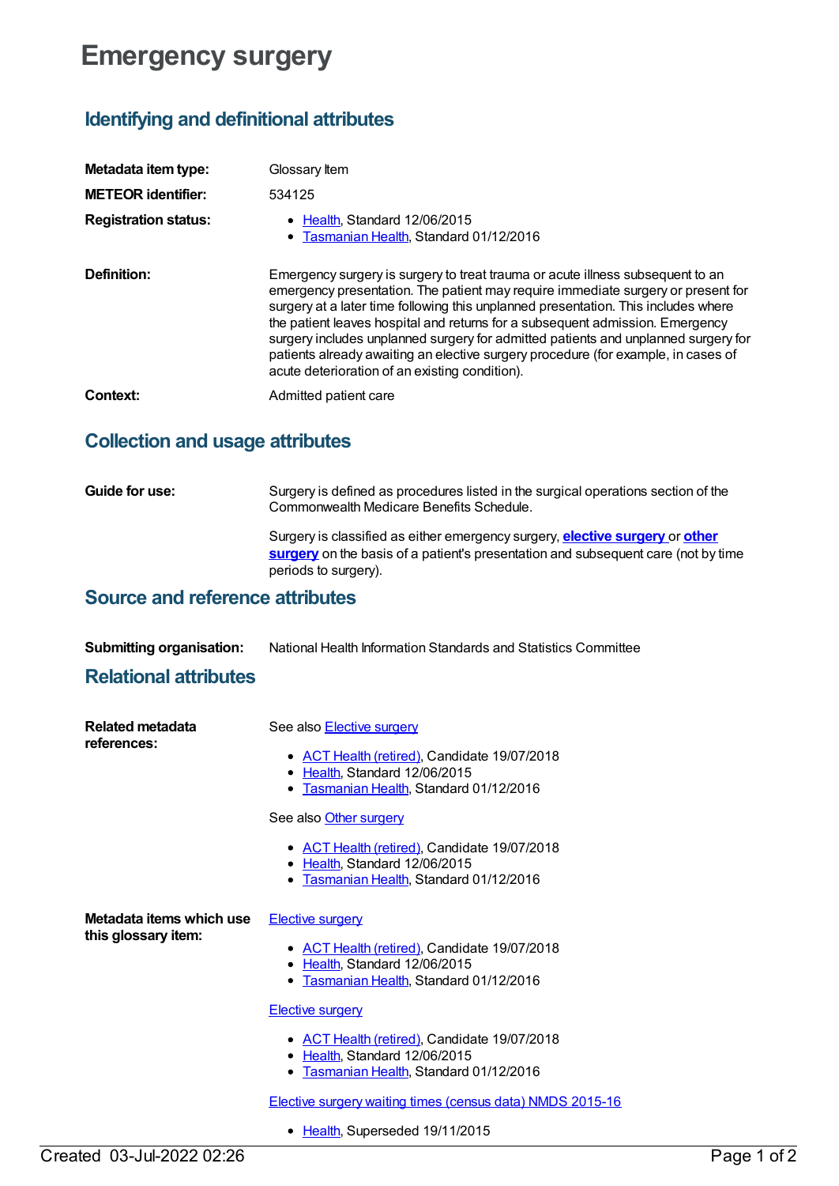# Emergency surgery

## Identifying and definitional attributes

**Metadata item type:** Glossary Item

**METEOR identifier:** 534125

**Registration status:**

- Health, Standard 12/06/2015
- Tasmanian Health, Standard 01/12/2016

**Definition:** Emergency surgery is surgery to treat trauma or acute illness subsequent to an emergency presentation. The patient may require immediate surgery or present for surgery at a later time following this unplanned presentation. This includes where the patient leaves hospital and returns for a subsequent admission. Emergency surgery includes unplanned surgery for admitted patients and unplanned surgery for patients already awaiting an elective surgery procedure (for example, in cases of acute deterioration of an existing condition).

**Context:** Admitted patient care

## Collection and usage attributes

**Guide for use:** Surgery is defined as procedures listed in the surgical operations section of the Commonwealth Medicare Benefits Schedule.

Surgery is classified as either emergency surgery, **elective surgery** or **other surgery** on the basis of a patient's presentation and subsequent care (not by time periods to surgery).

## Source and reference attributes

**Submitting organisation:** National Health Information Standards and Statistics Committee

## Relational attributes

**Related metadata references:**

See also Elective surgery

- ACT Health (retired), Candidate 19/07/2018
- Health, Standard 12/06/2015
- Tasmanian Health, Standard 01/12/2016

See also Other surgery

- ACT Health (retired), Candidate 19/07/2018
- Health, Standard 12/06/2015
- Tasmanian Health, Standard 01/12/2016

**Metadata items which use this glossary item:**

Elective surgery

- ACT Health (retired), Candidate 19/07/2018
- Health, Standard 12/06/2015
- Tasmanian Health, Standard 01/12/2016

Elective surgery

- ACT Health (retired), Candidate 19/07/2018
- Health, Standard 12/06/2015
- Tasmanian Health, Standard 01/12/2016

Elective surgery waiting times (census data) NMDS 2015-16

- Health, Superseded 19/11/2015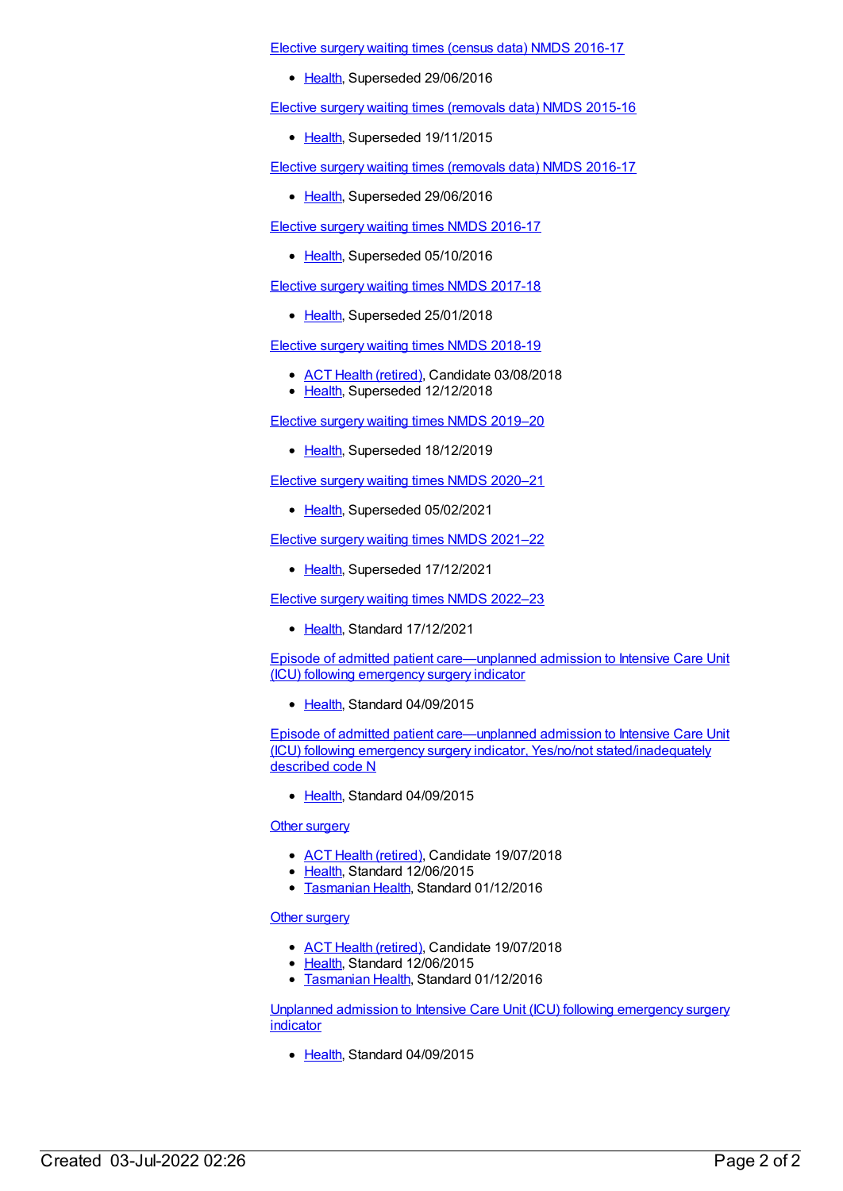Elective surgery waiting times (census data) NMDS 2016-17

- Health, Superseded 29/06/2016

Elective surgery waiting times (removals data) NMDS 2015-16

- Health, Superseded 19/11/2015

Elective surgery waiting times (removals data) NMDS 2016-17

- Health, Superseded 29/06/2016

Elective surgery waiting times NMDS 2016-17

- Health, Superseded 05/10/2016

Elective surgery waiting times NMDS 2017-18

- Health, Superseded 25/01/2018

Elective surgery waiting times NMDS 2018-19

- ACT Health (retired), Candidate 03/08/2018
- Health, Superseded 12/12/2018

Elective surgery waiting times NMDS 2019–20

- Health, Superseded 18/12/2019

Elective surgery waiting times NMDS 2020–21

- Health, Superseded 05/02/2021

Elective surgery waiting times NMDS 2021–22

- Health, Superseded 17/12/2021

Elective surgery waiting times NMDS 2022–23

- Health, Standard 17/12/2021

Episode of admitted patient care—unplanned admission to Intensive Care Unit (ICU) following emergency surgery indicator

- Health, Standard 04/09/2015

Episode of admitted patient care—unplanned admission to Intensive Care Unit (ICU) following emergency surgery indicator, Yes/no/not stated/inadequately described code N

- Health, Standard 04/09/2015

Other surgery

- ACT Health (retired), Candidate 19/07/2018
- Health, Standard 12/06/2015
- Tasmanian Health, Standard 01/12/2016

Other surgery

- ACT Health (retired), Candidate 19/07/2018
- Health, Standard 12/06/2015
- Tasmanian Health, Standard 01/12/2016

Unplanned admission to Intensive Care Unit (ICU) following emergency surgery indicator

- Health, Standard 04/09/2015